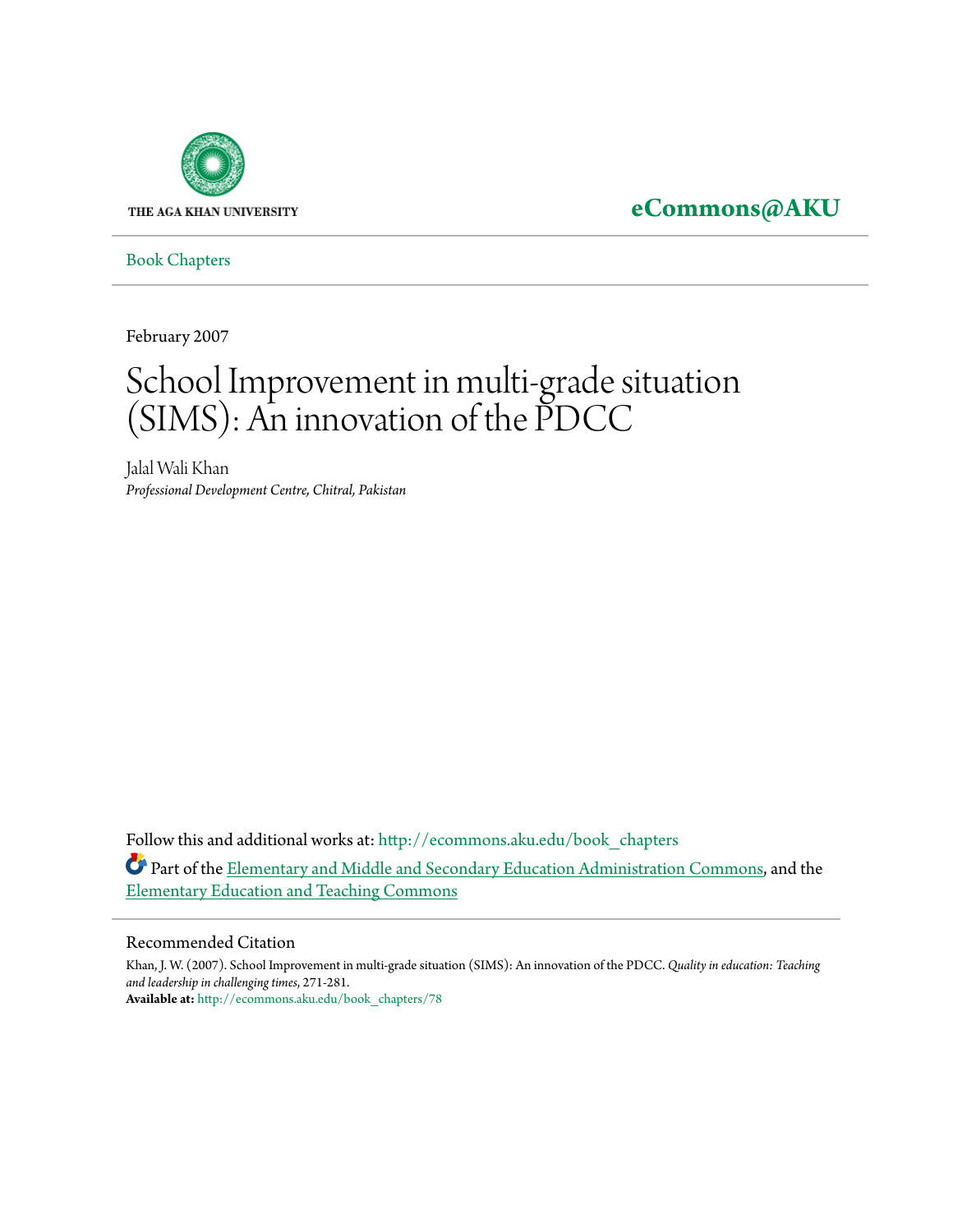THE AGA KHAN UNIVERSITY

**eCommons@AKU**

Book Chapters

February 2007

# School Improvement in multi-grade situation (SIMS): An innovation of the PDCC

Jalal Wali Khan
*Professional Development Centre, Chitral, Pakistan*

Follow this and additional works at: http://ecommons.aku.edu/book_chapters

Part of the Elementary and Middle and Secondary Education Administration Commons, and the Elementary Education and Teaching Commons

## Recommended Citation

Khan, J. W. (2007). School Improvement in multi-grade situation (SIMS): An innovation of the PDCC. *Quality in education: Teaching and leadership in challenging times*, 271-281.
**Available at:** http://ecommons.aku.edu/book_chapters/78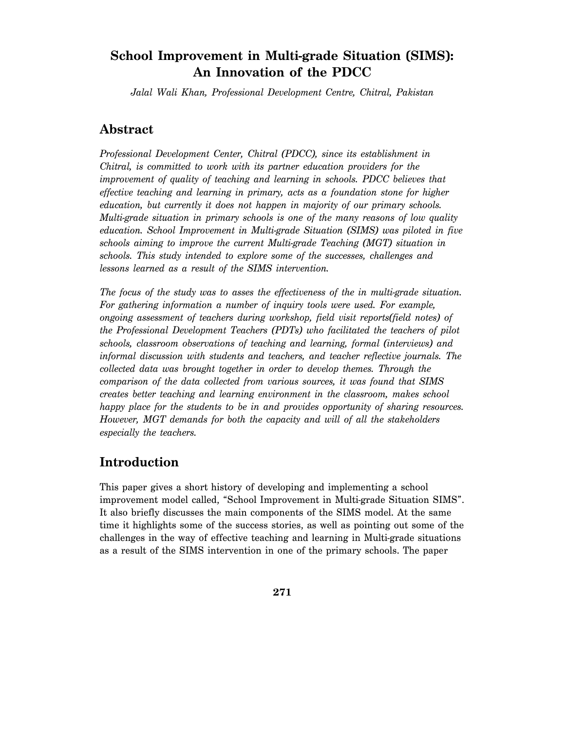# School Improvement in Multi-grade Situation (SIMS): An Innovation of the PDCC

*Jalal Wali Khan, Professional Development Centre, Chitral, Pakistan*

## Abstract

*Professional Development Center, Chitral (PDCC), since its establishment in Chitral, is committed to work with its partner education providers for the improvement of quality of teaching and learning in schools. PDCC believes that effective teaching and learning in primary, acts as a foundation stone for higher education, but currently it does not happen in majority of our primary schools. Multi-grade situation in primary schools is one of the many reasons of low quality education. School Improvement in Multi-grade Situation (SIMS) was piloted in five schools aiming to improve the current Multi-grade Teaching (MGT) situation in schools. This study intended to explore some of the successes, challenges and lessons learned as a result of the SIMS intervention.*

*The focus of the study was to asses the effectiveness of the in multi-grade situation. For gathering information a number of inquiry tools were used. For example, ongoing assessment of teachers during workshop, field visit reports(field notes) of the Professional Development Teachers (PDTs) who facilitated the teachers of pilot schools, classroom observations of teaching and learning, formal (interviews) and informal discussion with students and teachers, and teacher reflective journals. The collected data was brought together in order to develop themes. Through the comparison of the data collected from various sources, it was found that SIMS creates better teaching and learning environment in the classroom, makes school happy place for the students to be in and provides opportunity of sharing resources. However, MGT demands for both the capacity and will of all the stakeholders especially the teachers.*

## Introduction

This paper gives a short history of developing and implementing a school improvement model called, "School Improvement in Multi-grade Situation SIMS". It also briefly discusses the main components of the SIMS model. At the same time it highlights some of the success stories, as well as pointing out some of the challenges in the way of effective teaching and learning in Multi-grade situations as a result of the SIMS intervention in one of the primary schools. The paper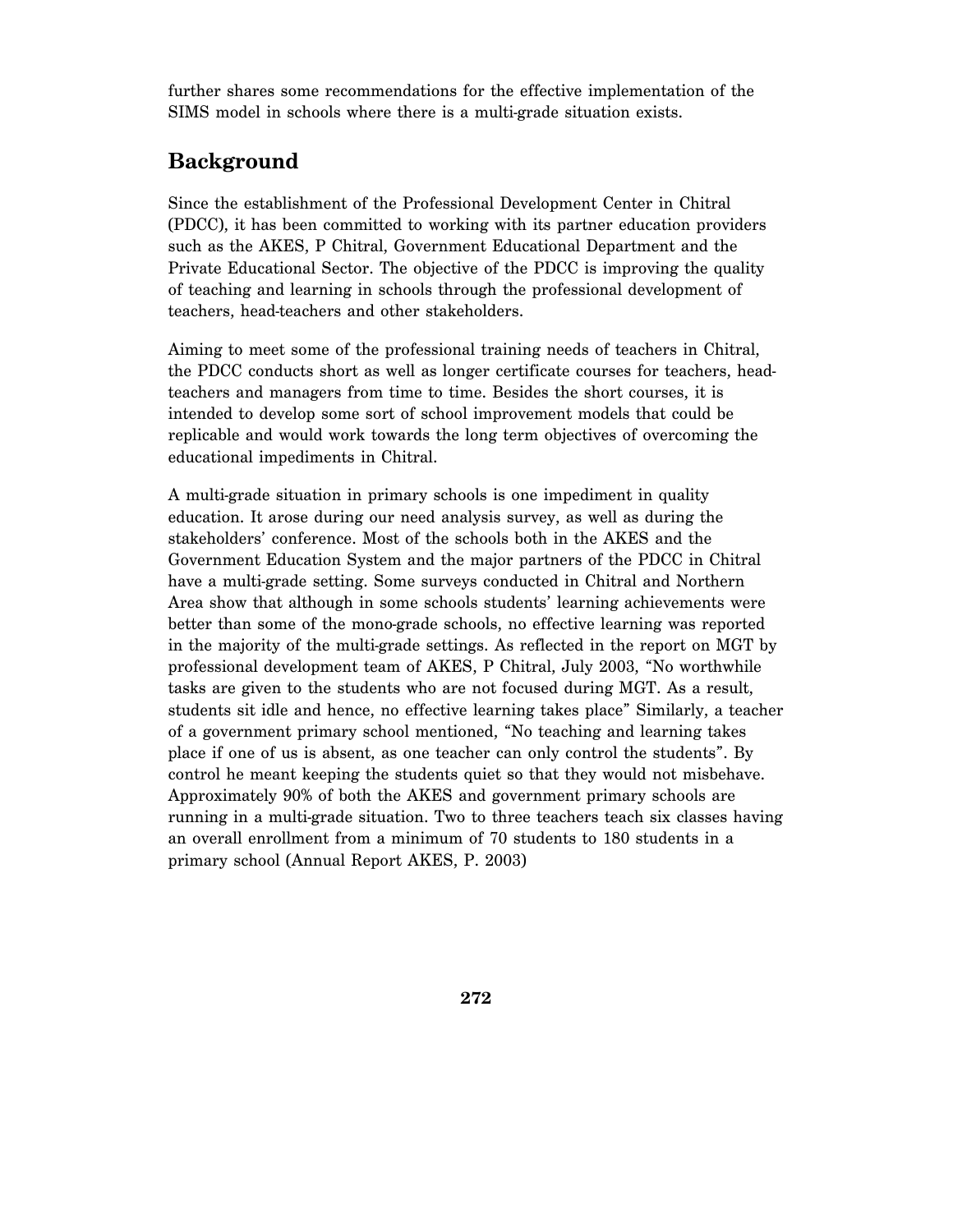further shares some recommendations for the effective implementation of the SIMS model in schools where there is a multi-grade situation exists.

## Background

Since the establishment of the Professional Development Center in Chitral (PDCC), it has been committed to working with its partner education providers such as the AKES, P Chitral, Government Educational Department and the Private Educational Sector. The objective of the PDCC is improving the quality of teaching and learning in schools through the professional development of teachers, head-teachers and other stakeholders.

Aiming to meet some of the professional training needs of teachers in Chitral, the PDCC conducts short as well as longer certificate courses for teachers, head-teachers and managers from time to time. Besides the short courses, it is intended to develop some sort of school improvement models that could be replicable and would work towards the long term objectives of overcoming the educational impediments in Chitral.

A multi-grade situation in primary schools is one impediment in quality education. It arose during our need analysis survey, as well as during the stakeholders' conference. Most of the schools both in the AKES and the Government Education System and the major partners of the PDCC in Chitral have a multi-grade setting. Some surveys conducted in Chitral and Northern Area show that although in some schools students' learning achievements were better than some of the mono-grade schools, no effective learning was reported in the majority of the multi-grade settings. As reflected in the report on MGT by professional development team of AKES, P Chitral, July 2003, "No worthwhile tasks are given to the students who are not focused during MGT. As a result, students sit idle and hence, no effective learning takes place" Similarly, a teacher of a government primary school mentioned, "No teaching and learning takes place if one of us is absent, as one teacher can only control the students". By control he meant keeping the students quiet so that they would not misbehave. Approximately 90% of both the AKES and government primary schools are running in a multi-grade situation. Two to three teachers teach six classes having an overall enrollment from a minimum of 70 students to 180 students in a primary school (Annual Report AKES, P. 2003)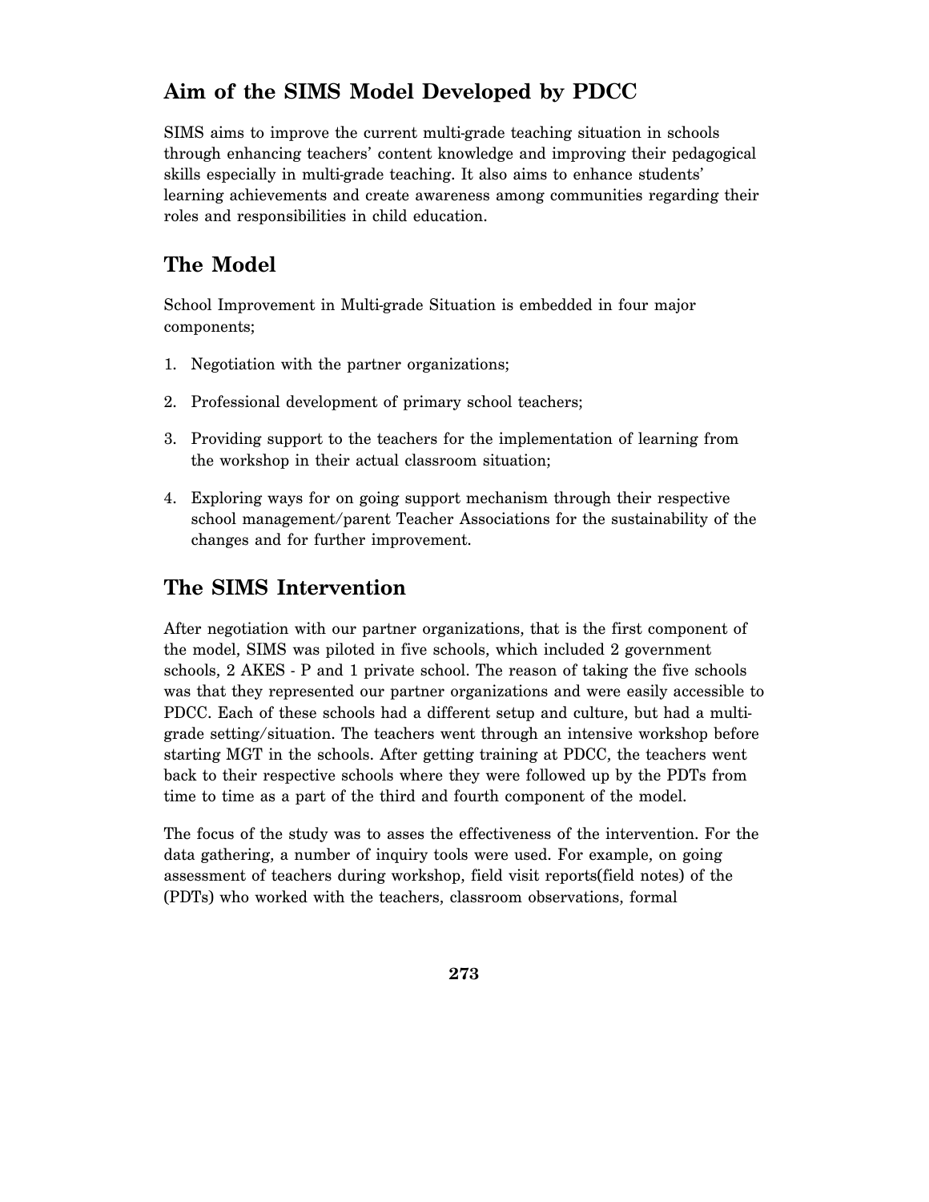## Aim of the SIMS Model Developed by PDCC

SIMS aims to improve the current multi-grade teaching situation in schools through enhancing teachers' content knowledge and improving their pedagogical skills especially in multi-grade teaching. It also aims to enhance students' learning achievements and create awareness among communities regarding their roles and responsibilities in child education.

## The Model

School Improvement in Multi-grade Situation is embedded in four major components;

1. Negotiation with the partner organizations;
2. Professional development of primary school teachers;
3. Providing support to the teachers for the implementation of learning from the workshop in their actual classroom situation;
4. Exploring ways for on going support mechanism through their respective school management/parent Teacher Associations for the sustainability of the changes and for further improvement.

## The SIMS Intervention

After negotiation with our partner organizations, that is the first component of the model, SIMS was piloted in five schools, which included 2 government schools, 2 AKES - P and 1 private school. The reason of taking the five schools was that they represented our partner organizations and were easily accessible to PDCC. Each of these schools had a different setup and culture, but had a multi-grade setting/situation. The teachers went through an intensive workshop before starting MGT in the schools. After getting training at PDCC, the teachers went back to their respective schools where they were followed up by the PDTs from time to time as a part of the third and fourth component of the model.

The focus of the study was to asses the effectiveness of the intervention. For the data gathering, a number of inquiry tools were used. For example, on going assessment of teachers during workshop, field visit reports(field notes) of the (PDTs) who worked with the teachers, classroom observations, formal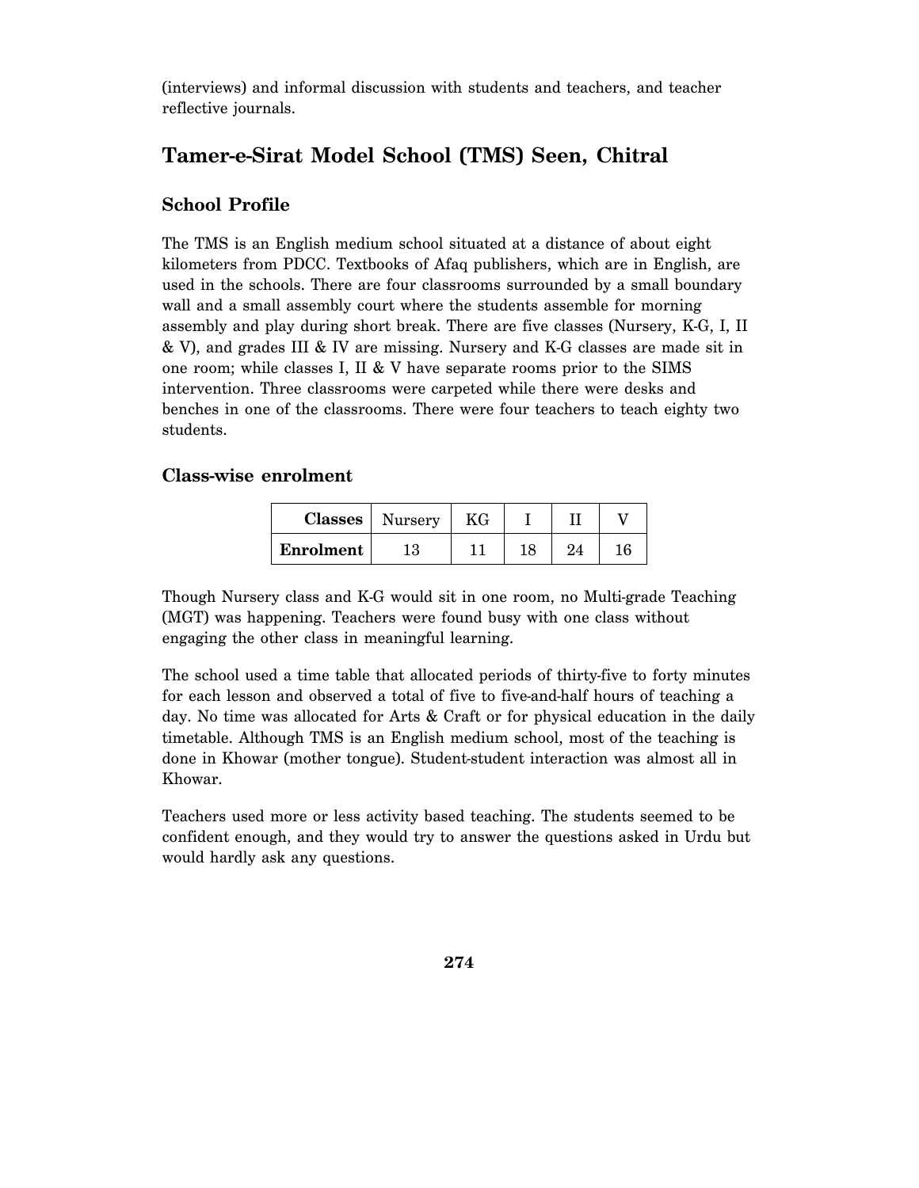(interviews) and informal discussion with students and teachers, and teacher reflective journals.

## Tamer-e-Sirat Model School (TMS) Seen, Chitral

### School Profile

The TMS is an English medium school situated at a distance of about eight kilometers from PDCC. Textbooks of Afaq publishers, which are in English, are used in the schools. There are four classrooms surrounded by a small boundary wall and a small assembly court where the students assemble for morning assembly and play during short break. There are five classes (Nursery, K-G, I, II & V), and grades III & IV are missing. Nursery and K-G classes are made sit in one room; while classes I, II & V have separate rooms prior to the SIMS intervention. Three classrooms were carpeted while there were desks and benches in one of the classrooms. There were four teachers to teach eighty two students.

### Class-wise enrolment

| **Classes** | Nursery | KG | I | II | V |
|---|---|---|---|---|---|
| **Enrolment** | 13 | 11 | 18 | 24 | 16 |

Though Nursery class and K-G would sit in one room, no Multi-grade Teaching (MGT) was happening. Teachers were found busy with one class without engaging the other class in meaningful learning.

The school used a time table that allocated periods of thirty-five to forty minutes for each lesson and observed a total of five to five-and-half hours of teaching a day. No time was allocated for Arts & Craft or for physical education in the daily timetable. Although TMS is an English medium school, most of the teaching is done in Khowar (mother tongue). Student-student interaction was almost all in Khowar.

Teachers used more or less activity based teaching. The students seemed to be confident enough, and they would try to answer the questions asked in Urdu but would hardly ask any questions.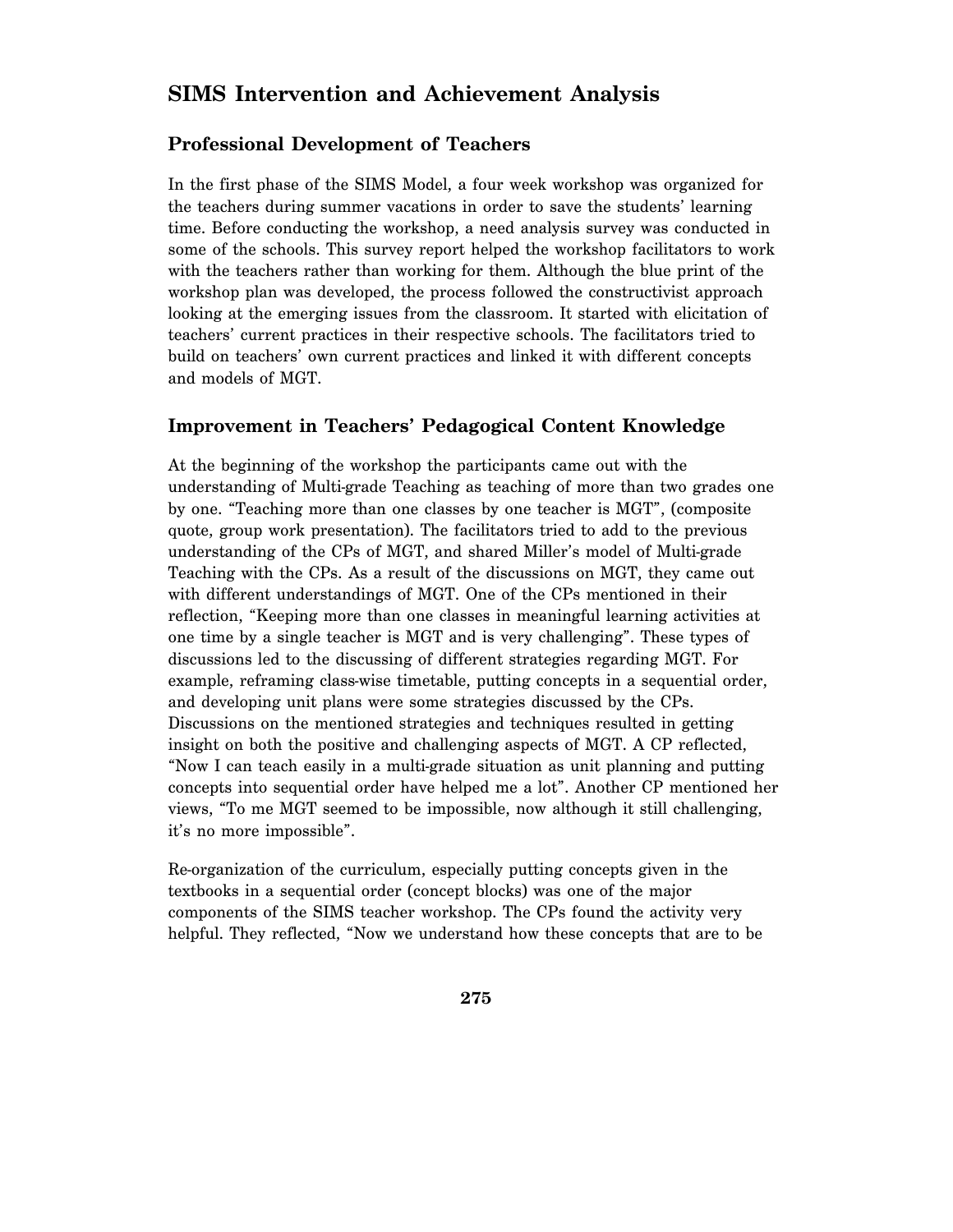## SIMS Intervention and Achievement Analysis

### Professional Development of Teachers

In the first phase of the SIMS Model, a four week workshop was organized for the teachers during summer vacations in order to save the students' learning time. Before conducting the workshop, a need analysis survey was conducted in some of the schools. This survey report helped the workshop facilitators to work with the teachers rather than working for them. Although the blue print of the workshop plan was developed, the process followed the constructivist approach looking at the emerging issues from the classroom. It started with elicitation of teachers' current practices in their respective schools. The facilitators tried to build on teachers' own current practices and linked it with different concepts and models of MGT.

### Improvement in Teachers' Pedagogical Content Knowledge

At the beginning of the workshop the participants came out with the understanding of Multi-grade Teaching as teaching of more than two grades one by one. "Teaching more than one classes by one teacher is MGT", (composite quote, group work presentation). The facilitators tried to add to the previous understanding of the CPs of MGT, and shared Miller's model of Multi-grade Teaching with the CPs. As a result of the discussions on MGT, they came out with different understandings of MGT. One of the CPs mentioned in their reflection, "Keeping more than one classes in meaningful learning activities at one time by a single teacher is MGT and is very challenging". These types of discussions led to the discussing of different strategies regarding MGT. For example, reframing class-wise timetable, putting concepts in a sequential order, and developing unit plans were some strategies discussed by the CPs. Discussions on the mentioned strategies and techniques resulted in getting insight on both the positive and challenging aspects of MGT. A CP reflected, "Now I can teach easily in a multi-grade situation as unit planning and putting concepts into sequential order have helped me a lot". Another CP mentioned her views, "To me MGT seemed to be impossible, now although it still challenging, it's no more impossible".

Re-organization of the curriculum, especially putting concepts given in the textbooks in a sequential order (concept blocks) was one of the major components of the SIMS teacher workshop. The CPs found the activity very helpful. They reflected, "Now we understand how these concepts that are to be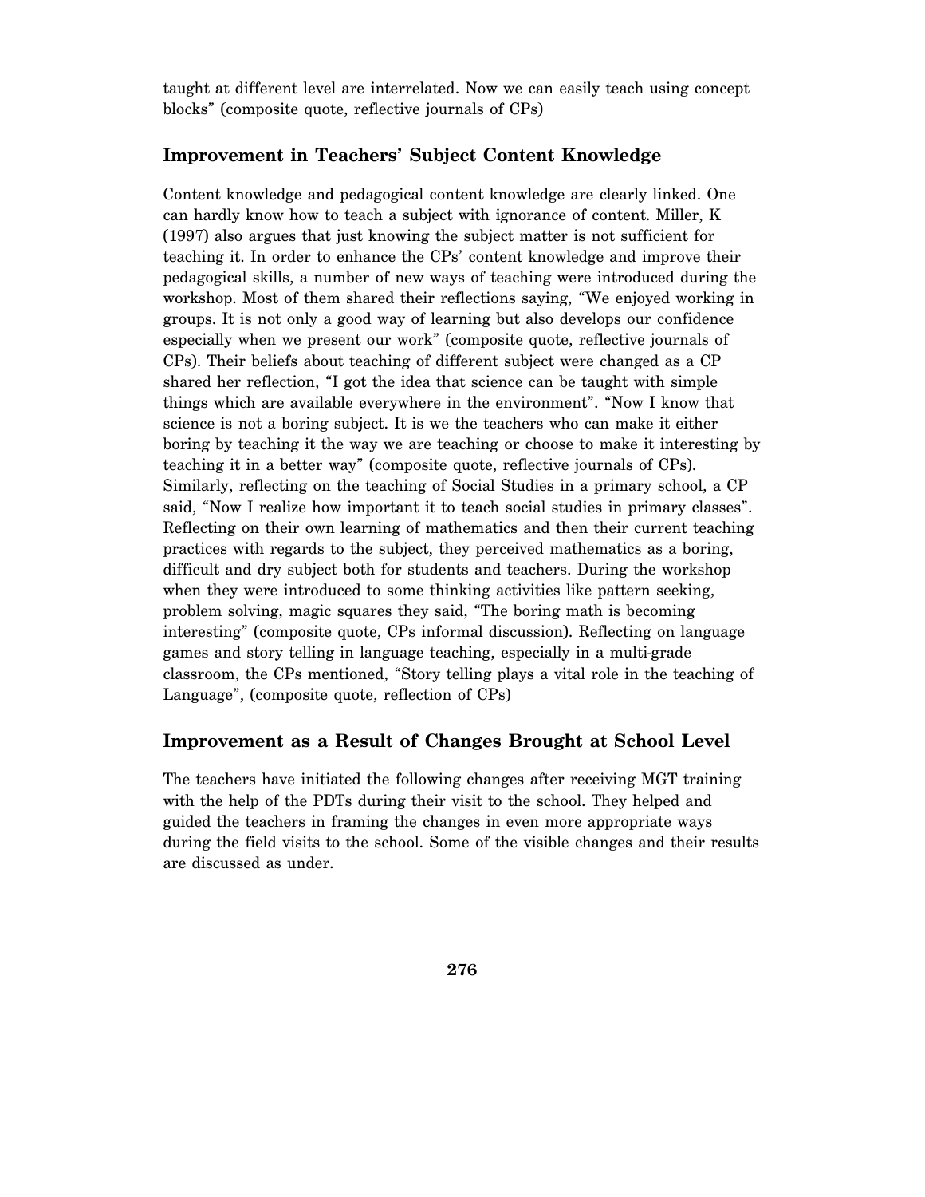taught at different level are interrelated. Now we can easily teach using concept blocks" (composite quote, reflective journals of CPs)

## Improvement in Teachers' Subject Content Knowledge

Content knowledge and pedagogical content knowledge are clearly linked. One can hardly know how to teach a subject with ignorance of content. Miller, K (1997) also argues that just knowing the subject matter is not sufficient for teaching it. In order to enhance the CPs' content knowledge and improve their pedagogical skills, a number of new ways of teaching were introduced during the workshop. Most of them shared their reflections saying, "We enjoyed working in groups. It is not only a good way of learning but also develops our confidence especially when we present our work" (composite quote, reflective journals of CPs). Their beliefs about teaching of different subject were changed as a CP shared her reflection, "I got the idea that science can be taught with simple things which are available everywhere in the environment". "Now I know that science is not a boring subject. It is we the teachers who can make it either boring by teaching it the way we are teaching or choose to make it interesting by teaching it in a better way" (composite quote, reflective journals of CPs). Similarly, reflecting on the teaching of Social Studies in a primary school, a CP said, "Now I realize how important it to teach social studies in primary classes". Reflecting on their own learning of mathematics and then their current teaching practices with regards to the subject, they perceived mathematics as a boring, difficult and dry subject both for students and teachers. During the workshop when they were introduced to some thinking activities like pattern seeking, problem solving, magic squares they said, "The boring math is becoming interesting" (composite quote, CPs informal discussion). Reflecting on language games and story telling in language teaching, especially in a multi-grade classroom, the CPs mentioned, "Story telling plays a vital role in the teaching of Language", (composite quote, reflection of CPs)

## Improvement as a Result of Changes Brought at School Level

The teachers have initiated the following changes after receiving MGT training with the help of the PDTs during their visit to the school. They helped and guided the teachers in framing the changes in even more appropriate ways during the field visits to the school. Some of the visible changes and their results are discussed as under.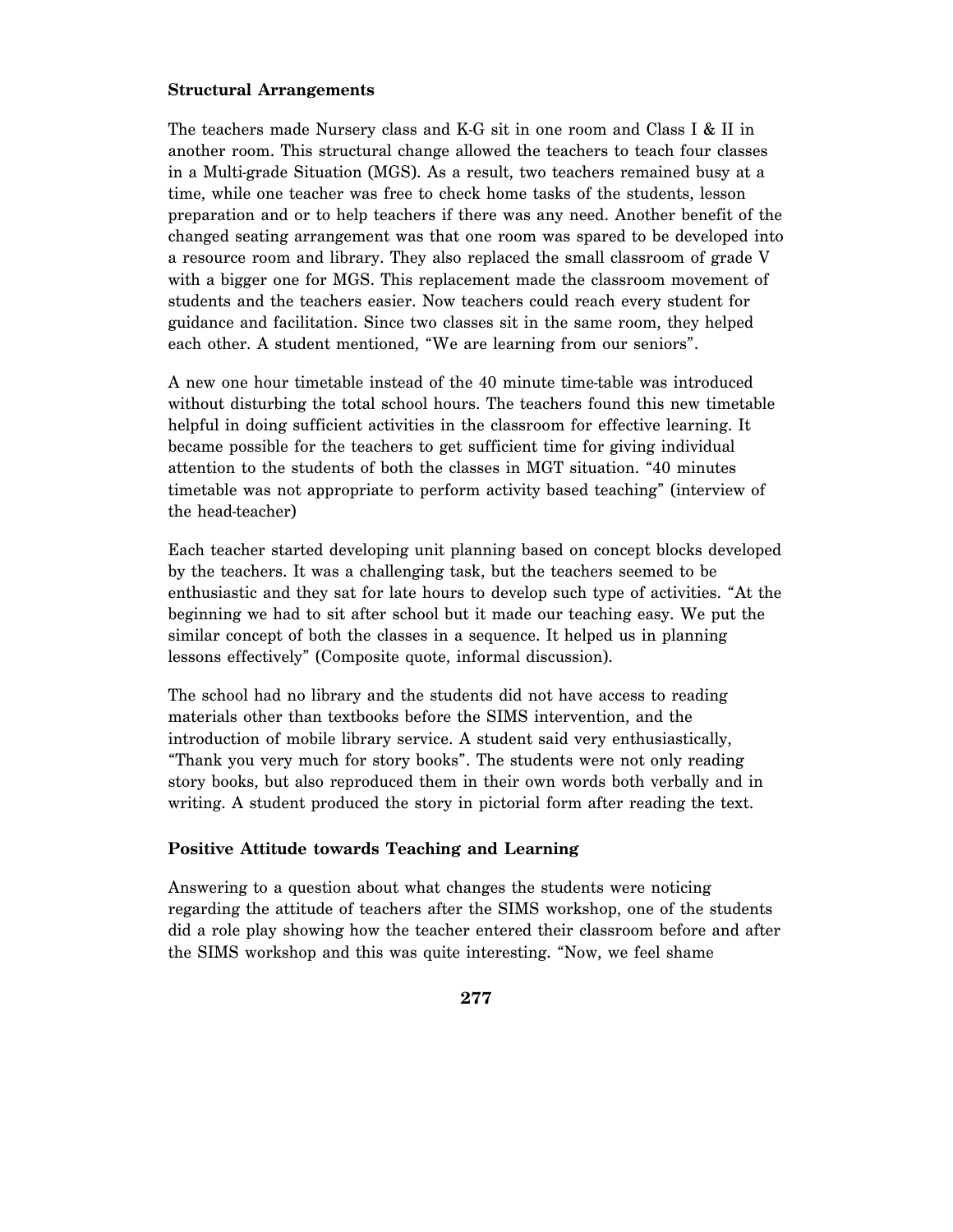### Structural Arrangements

The teachers made Nursery class and K-G sit in one room and Class I & II in another room. This structural change allowed the teachers to teach four classes in a Multi-grade Situation (MGS). As a result, two teachers remained busy at a time, while one teacher was free to check home tasks of the students, lesson preparation and or to help teachers if there was any need. Another benefit of the changed seating arrangement was that one room was spared to be developed into a resource room and library. They also replaced the small classroom of grade V with a bigger one for MGS. This replacement made the classroom movement of students and the teachers easier. Now teachers could reach every student for guidance and facilitation. Since two classes sit in the same room, they helped each other. A student mentioned, "We are learning from our seniors".

A new one hour timetable instead of the 40 minute time-table was introduced without disturbing the total school hours. The teachers found this new timetable helpful in doing sufficient activities in the classroom for effective learning. It became possible for the teachers to get sufficient time for giving individual attention to the students of both the classes in MGT situation. "40 minutes timetable was not appropriate to perform activity based teaching" (interview of the head-teacher)

Each teacher started developing unit planning based on concept blocks developed by the teachers. It was a challenging task, but the teachers seemed to be enthusiastic and they sat for late hours to develop such type of activities. "At the beginning we had to sit after school but it made our teaching easy. We put the similar concept of both the classes in a sequence. It helped us in planning lessons effectively" (Composite quote, informal discussion).

The school had no library and the students did not have access to reading materials other than textbooks before the SIMS intervention, and the introduction of mobile library service. A student said very enthusiastically, "Thank you very much for story books". The students were not only reading story books, but also reproduced them in their own words both verbally and in writing. A student produced the story in pictorial form after reading the text.

### Positive Attitude towards Teaching and Learning

Answering to a question about what changes the students were noticing regarding the attitude of teachers after the SIMS workshop, one of the students did a role play showing how the teacher entered their classroom before and after the SIMS workshop and this was quite interesting. "Now, we feel shame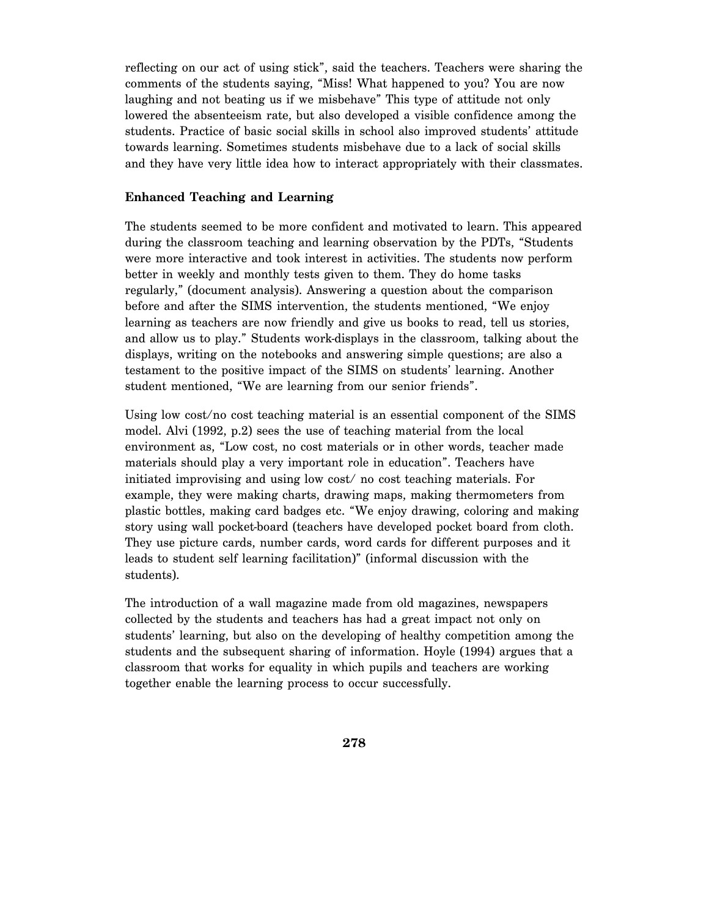reflecting on our act of using stick", said the teachers. Teachers were sharing the comments of the students saying, "Miss! What happened to you? You are now laughing and not beating us if we misbehave" This type of attitude not only lowered the absenteeism rate, but also developed a visible confidence among the students. Practice of basic social skills in school also improved students' attitude towards learning. Sometimes students misbehave due to a lack of social skills and they have very little idea how to interact appropriately with their classmates.

**Enhanced Teaching and Learning**

The students seemed to be more confident and motivated to learn. This appeared during the classroom teaching and learning observation by the PDTs, "Students were more interactive and took interest in activities. The students now perform better in weekly and monthly tests given to them. They do home tasks regularly," (document analysis). Answering a question about the comparison before and after the SIMS intervention, the students mentioned, "We enjoy learning as teachers are now friendly and give us books to read, tell us stories, and allow us to play." Students work-displays in the classroom, talking about the displays, writing on the notebooks and answering simple questions; are also a testament to the positive impact of the SIMS on students' learning. Another student mentioned, "We are learning from our senior friends".

Using low cost/no cost teaching material is an essential component of the SIMS model. Alvi (1992, p.2) sees the use of teaching material from the local environment as, "Low cost, no cost materials or in other words, teacher made materials should play a very important role in education". Teachers have initiated improvising and using low cost/ no cost teaching materials. For example, they were making charts, drawing maps, making thermometers from plastic bottles, making card badges etc. "We enjoy drawing, coloring and making story using wall pocket-board (teachers have developed pocket board from cloth. They use picture cards, number cards, word cards for different purposes and it leads to student self learning facilitation)" (informal discussion with the students).

The introduction of a wall magazine made from old magazines, newspapers collected by the students and teachers has had a great impact not only on students' learning, but also on the developing of healthy competition among the students and the subsequent sharing of information. Hoyle (1994) argues that a classroom that works for equality in which pupils and teachers are working together enable the learning process to occur successfully.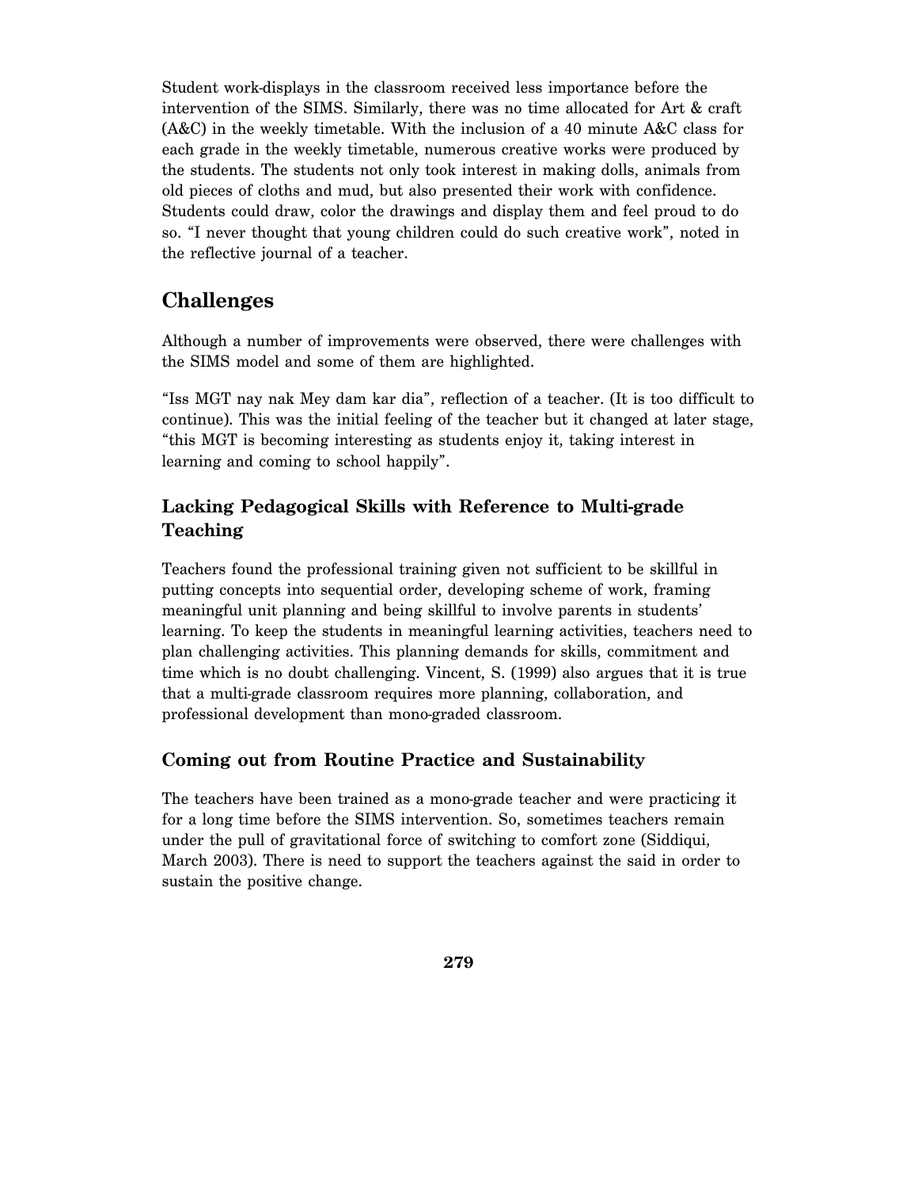Student work-displays in the classroom received less importance before the intervention of the SIMS. Similarly, there was no time allocated for Art & craft (A&C) in the weekly timetable. With the inclusion of a 40 minute A&C class for each grade in the weekly timetable, numerous creative works were produced by the students. The students not only took interest in making dolls, animals from old pieces of cloths and mud, but also presented their work with confidence. Students could draw, color the drawings and display them and feel proud to do so. "I never thought that young children could do such creative work", noted in the reflective journal of a teacher.

## Challenges

Although a number of improvements were observed, there were challenges with the SIMS model and some of them are highlighted.

"Iss MGT nay nak Mey dam kar dia", reflection of a teacher. (It is too difficult to continue). This was the initial feeling of the teacher but it changed at later stage, "this MGT is becoming interesting as students enjoy it, taking interest in learning and coming to school happily".

### Lacking Pedagogical Skills with Reference to Multi-grade Teaching

Teachers found the professional training given not sufficient to be skillful in putting concepts into sequential order, developing scheme of work, framing meaningful unit planning and being skillful to involve parents in students' learning. To keep the students in meaningful learning activities, teachers need to plan challenging activities. This planning demands for skills, commitment and time which is no doubt challenging. Vincent, S. (1999) also argues that it is true that a multi-grade classroom requires more planning, collaboration, and professional development than mono-graded classroom.

### Coming out from Routine Practice and Sustainability

The teachers have been trained as a mono-grade teacher and were practicing it for a long time before the SIMS intervention. So, sometimes teachers remain under the pull of gravitational force of switching to comfort zone (Siddiqui, March 2003). There is need to support the teachers against the said in order to sustain the positive change.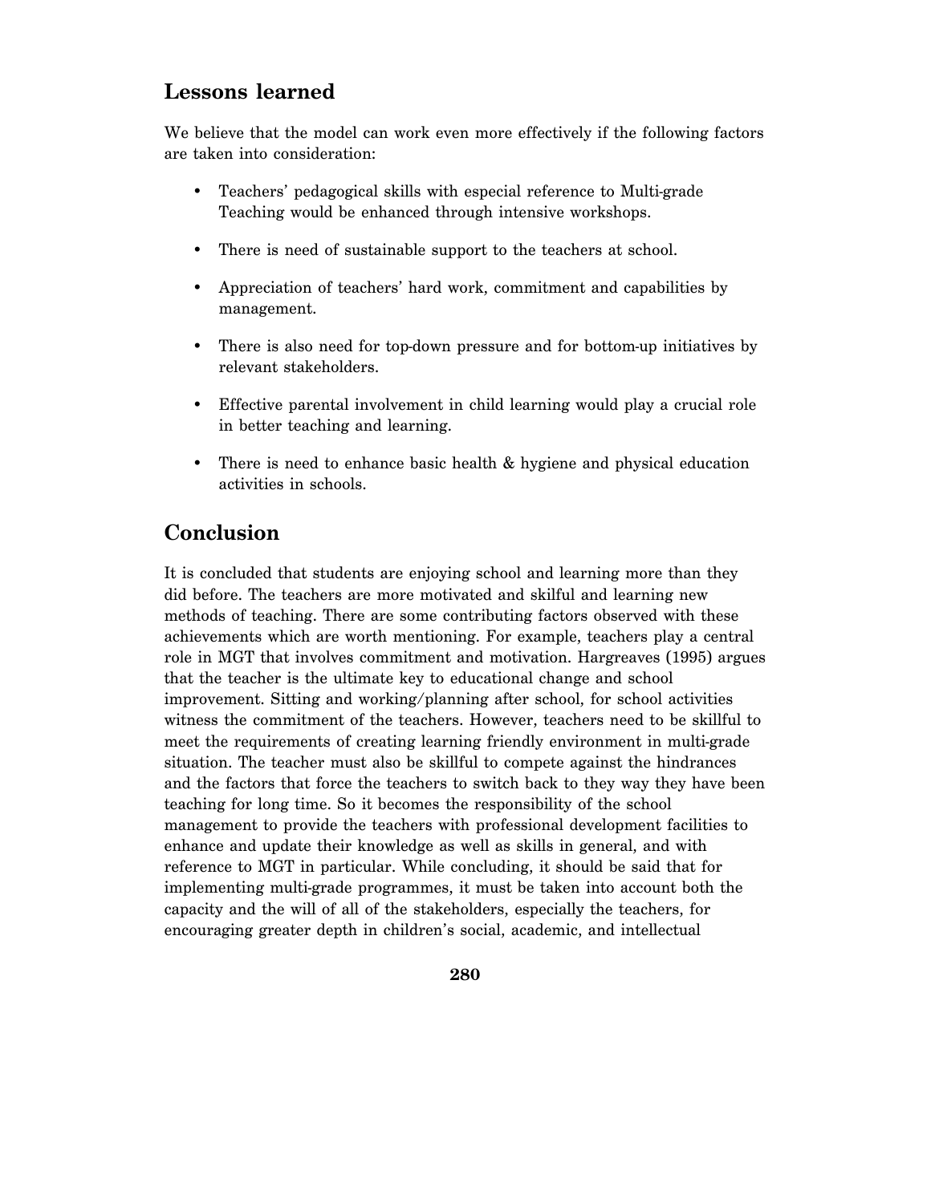## Lessons learned

We believe that the model can work even more effectively if the following factors are taken into consideration:

- Teachers' pedagogical skills with especial reference to Multi-grade Teaching would be enhanced through intensive workshops.
- There is need of sustainable support to the teachers at school.
- Appreciation of teachers' hard work, commitment and capabilities by management.
- There is also need for top-down pressure and for bottom-up initiatives by relevant stakeholders.
- Effective parental involvement in child learning would play a crucial role in better teaching and learning.
- There is need to enhance basic health & hygiene and physical education activities in schools.

## Conclusion

It is concluded that students are enjoying school and learning more than they did before. The teachers are more motivated and skilful and learning new methods of teaching. There are some contributing factors observed with these achievements which are worth mentioning. For example, teachers play a central role in MGT that involves commitment and motivation. Hargreaves (1995) argues that the teacher is the ultimate key to educational change and school improvement. Sitting and working/planning after school, for school activities witness the commitment of the teachers. However, teachers need to be skillful to meet the requirements of creating learning friendly environment in multi-grade situation. The teacher must also be skillful to compete against the hindrances and the factors that force the teachers to switch back to they way they have been teaching for long time. So it becomes the responsibility of the school management to provide the teachers with professional development facilities to enhance and update their knowledge as well as skills in general, and with reference to MGT in particular. While concluding, it should be said that for implementing multi-grade programmes, it must be taken into account both the capacity and the will of all of the stakeholders, especially the teachers, for encouraging greater depth in children's social, academic, and intellectual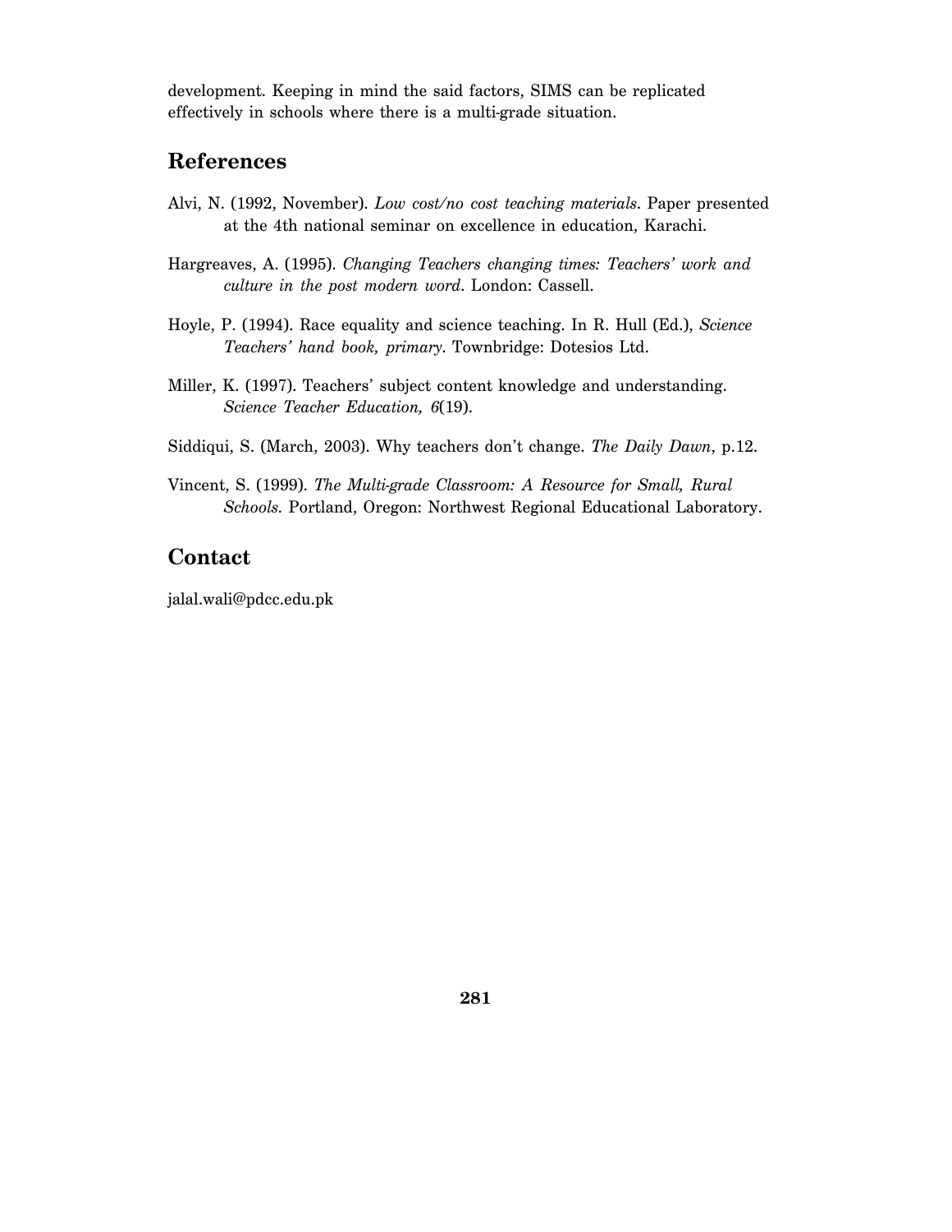development. Keeping in mind the said factors, SIMS can be replicated effectively in schools where there is a multi-grade situation.

## References

Alvi, N. (1992, November). *Low cost/no cost teaching materials*. Paper presented at the 4th national seminar on excellence in education, Karachi.

Hargreaves, A. (1995). *Changing Teachers changing times: Teachers' work and culture in the post modern word*. London: Cassell.

Hoyle, P. (1994). Race equality and science teaching. In R. Hull (Ed.), *Science Teachers' hand book, primary*. Townbridge: Dotesios Ltd.

Miller, K. (1997). Teachers' subject content knowledge and understanding. *Science Teacher Education, 6*(19).

Siddiqui, S. (March, 2003). Why teachers don't change. *The Daily Dawn*, p.12.

Vincent, S. (1999). *The Multi-grade Classroom: A Resource for Small, Rural Schools*. Portland, Oregon: Northwest Regional Educational Laboratory.

## Contact

jalal.wali@pdcc.edu.pk